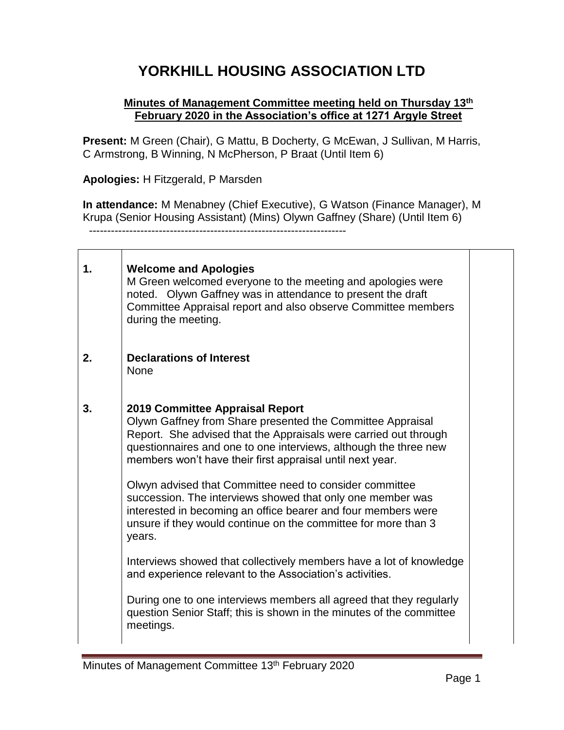# YORKHILL HOUSING ASSOCIATION LTD

**Minutes of Management Committee meeting held on Thursday 13th February 2020 in the Association's office at 1271 Argyle Street**

**Present:** M Green (Chair), G Mattu, B Docherty, G McEwan, J Sullivan, M Harris, C Armstrong, B Winning, N McPherson, P Braat (Until Item 6)

**Apologies:** H Fitzgerald, P Marsden

**In attendance:** M Menabney (Chief Executive), G Watson (Finance Manager), M Krupa (Senior Housing Assistant) (Mins) Olywn Gaffney (Share) (Until Item 6)

---

| | | |
|---|---|---|
| **1.** | **Welcome and Apologies**<br>M Green welcomed everyone to the meeting and apologies were noted. Olywn Gaffney was in attendance to present the draft Committee Appraisal report and also observe Committee members during the meeting. | |
| **2.** | **Declarations of Interest**<br>None | |
| **3.** | **2019 Committee Appraisal Report**<br>Olywn Gaffney from Share presented the Committee Appraisal Report. She advised that the Appraisals were carried out through questionnaires and one to one interviews, although the three new members won't have their first appraisal until next year.<br><br>Olwyn advised that Committee need to consider committee succession. The interviews showed that only one member was interested in becoming an office bearer and four members were unsure if they would continue on the committee for more than 3 years.<br><br>Interviews showed that collectively members have a lot of knowledge and experience relevant to the Association's activities.<br><br>During one to one interviews members all agreed that they regularly question Senior Staff; this is shown in the minutes of the committee meetings. | |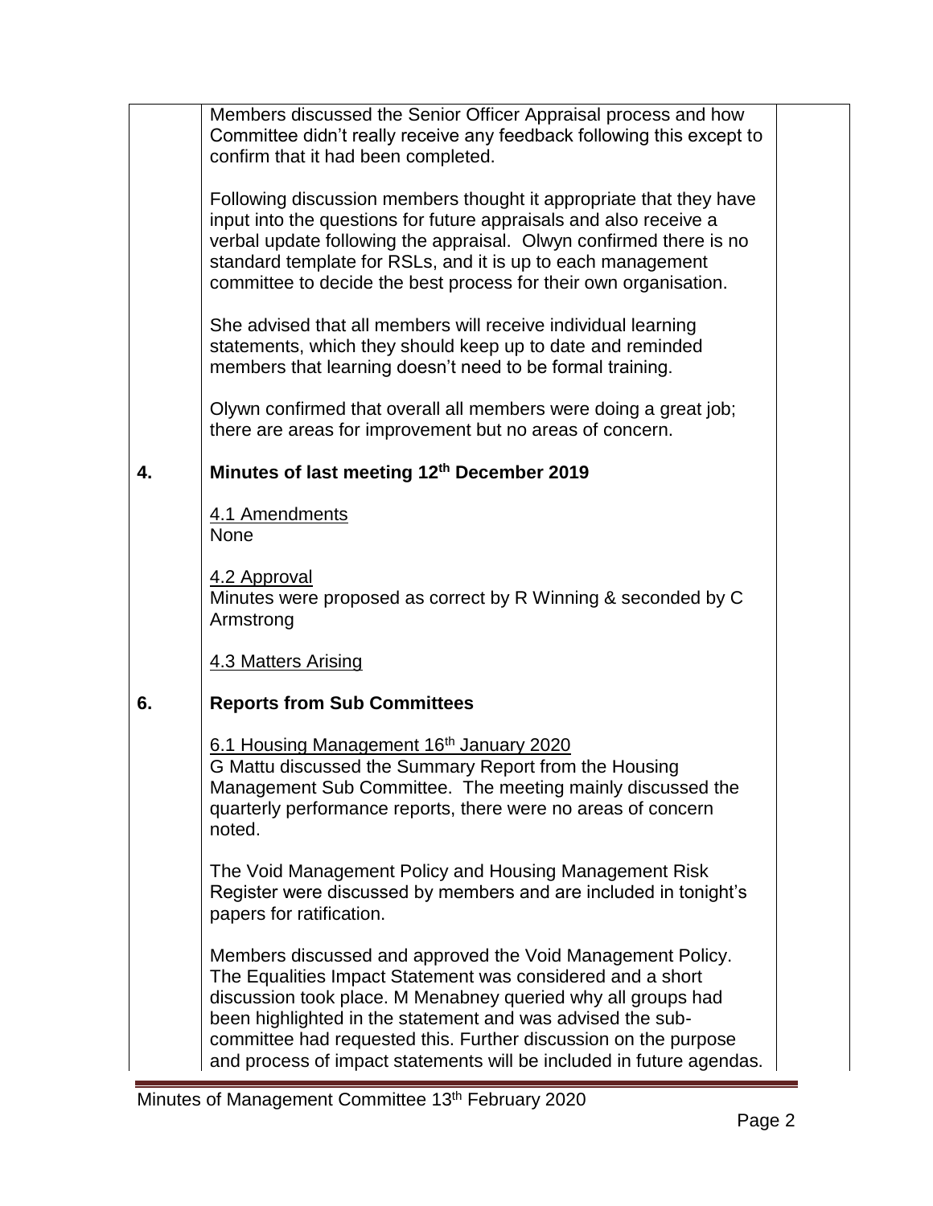Members discussed the Senior Officer Appraisal process and how Committee didn't really receive any feedback following this except to confirm that it had been completed.

Following discussion members thought it appropriate that they have input into the questions for future appraisals and also receive a verbal update following the appraisal. Olwyn confirmed there is no standard template for RSLs, and it is up to each management committee to decide the best process for their own organisation.

She advised that all members will receive individual learning statements, which they should keep up to date and reminded members that learning doesn't need to be formal training.

Olywn confirmed that overall all members were doing a great job; there are areas for improvement but no areas of concern.

**4. Minutes of last meeting 12th December 2019**

4.1 Amendments
None

4.2 Approval
Minutes were proposed as correct by R Winning & seconded by C Armstrong

4.3 Matters Arising

**6. Reports from Sub Committees**

6.1 Housing Management 16th January 2020
G Mattu discussed the Summary Report from the Housing Management Sub Committee. The meeting mainly discussed the quarterly performance reports, there were no areas of concern noted.

The Void Management Policy and Housing Management Risk Register were discussed by members and are included in tonight's papers for ratification.

Members discussed and approved the Void Management Policy. The Equalities Impact Statement was considered and a short discussion took place. M Menabney queried why all groups had been highlighted in the statement and was advised the sub-committee had requested this. Further discussion on the purpose and process of impact statements will be included in future agendas.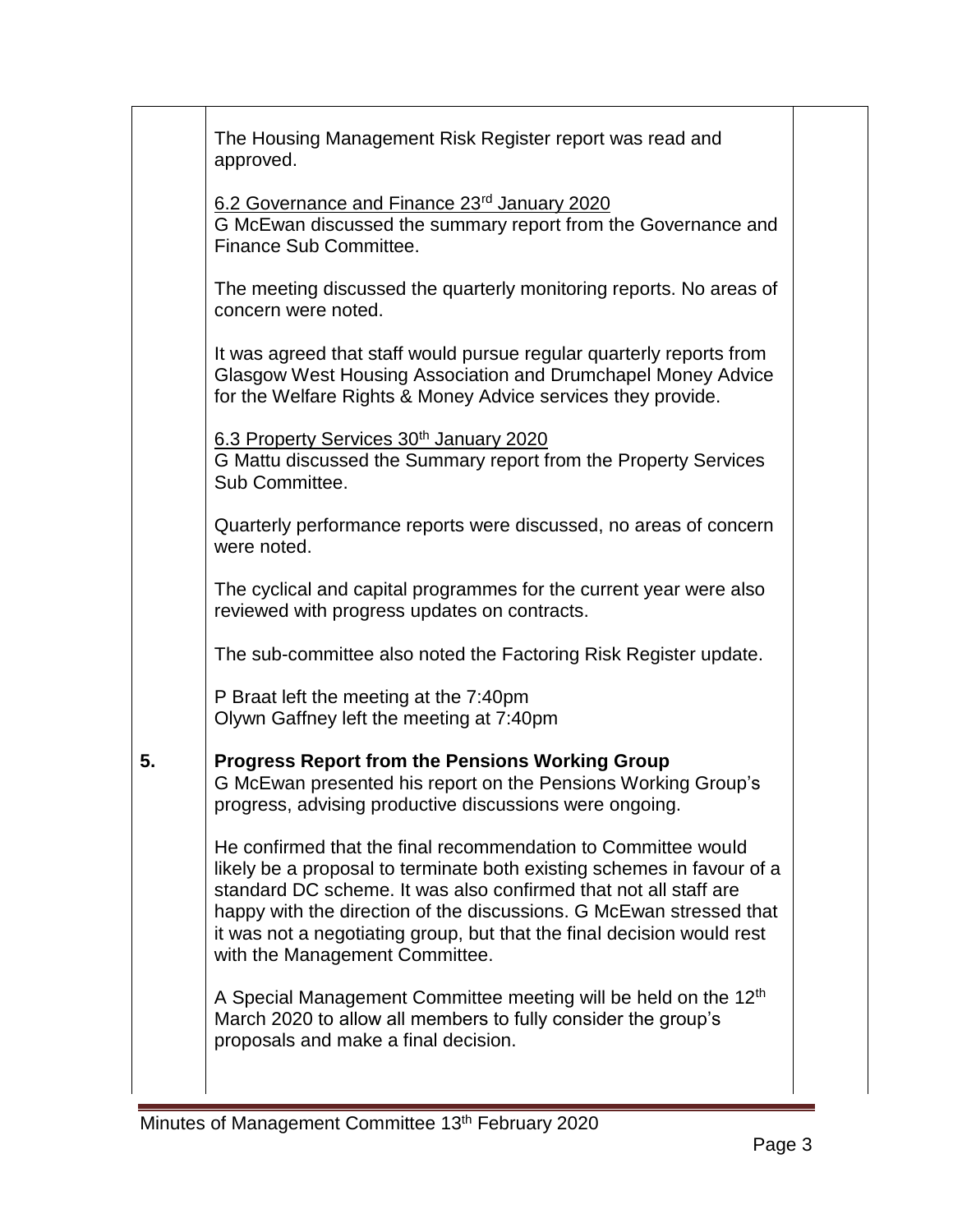The Housing Management Risk Register report was read and approved.

<u>6.2 Governance and Finance 23rd January 2020</u>
G McEwan discussed the summary report from the Governance and Finance Sub Committee.

The meeting discussed the quarterly monitoring reports. No areas of concern were noted.

It was agreed that staff would pursue regular quarterly reports from Glasgow West Housing Association and Drumchapel Money Advice for the Welfare Rights & Money Advice services they provide.

<u>6.3 Property Services 30th January 2020</u>
G Mattu discussed the Summary report from the Property Services Sub Committee.

Quarterly performance reports were discussed, no areas of concern were noted.

The cyclical and capital programmes for the current year were also reviewed with progress updates on contracts.

The sub-committee also noted the Factoring Risk Register update.

P Braat left the meeting at the 7:40pm
Olywn Gaffney left the meeting at 7:40pm

**5. Progress Report from the Pensions Working Group**

G McEwan presented his report on the Pensions Working Group's progress, advising productive discussions were ongoing.

He confirmed that the final recommendation to Committee would likely be a proposal to terminate both existing schemes in favour of a standard DC scheme. It was also confirmed that not all staff are happy with the direction of the discussions. G McEwan stressed that it was not a negotiating group, but that the final decision would rest with the Management Committee.

A Special Management Committee meeting will be held on the 12th March 2020 to allow all members to fully consider the group's proposals and make a final decision.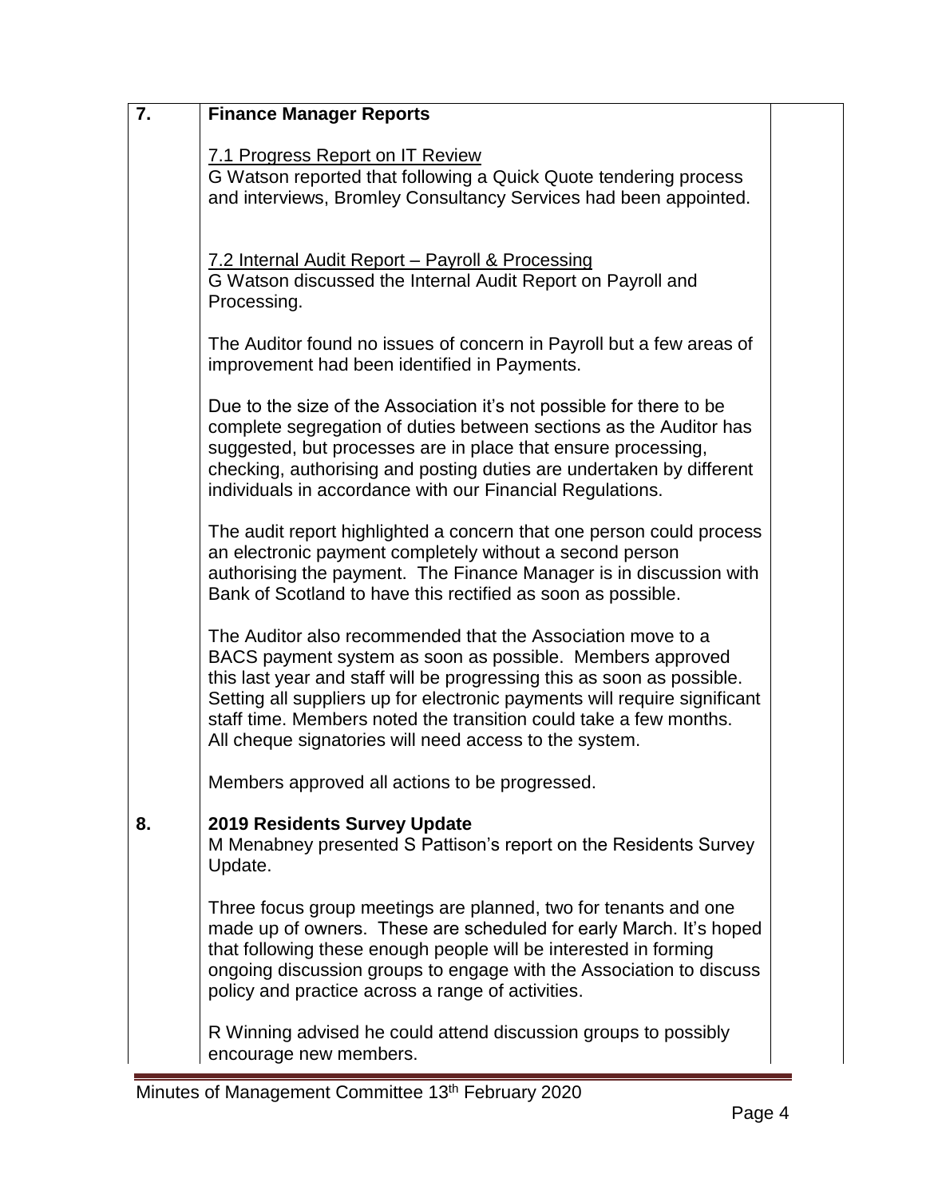## 7. Finance Manager Reports

7.1 Progress Report on IT Review

G Watson reported that following a Quick Quote tendering process and interviews, Bromley Consultancy Services had been appointed.

7.2 Internal Audit Report – Payroll & Processing

G Watson discussed the Internal Audit Report on Payroll and Processing.

The Auditor found no issues of concern in Payroll but a few areas of improvement had been identified in Payments.

Due to the size of the Association it's not possible for there to be complete segregation of duties between sections as the Auditor has suggested, but processes are in place that ensure processing, checking, authorising and posting duties are undertaken by different individuals in accordance with our Financial Regulations.

The audit report highlighted a concern that one person could process an electronic payment completely without a second person authorising the payment. The Finance Manager is in discussion with Bank of Scotland to have this rectified as soon as possible.

The Auditor also recommended that the Association move to a BACS payment system as soon as possible. Members approved this last year and staff will be progressing this as soon as possible. Setting all suppliers up for electronic payments will require significant staff time. Members noted the transition could take a few months. All cheque signatories will need access to the system.

Members approved all actions to be progressed.

## 8. 2019 Residents Survey Update

M Menabney presented S Pattison's report on the Residents Survey Update.

Three focus group meetings are planned, two for tenants and one made up of owners. These are scheduled for early March. It's hoped that following these enough people will be interested in forming ongoing discussion groups to engage with the Association to discuss policy and practice across a range of activities.

R Winning advised he could attend discussion groups to possibly encourage new members.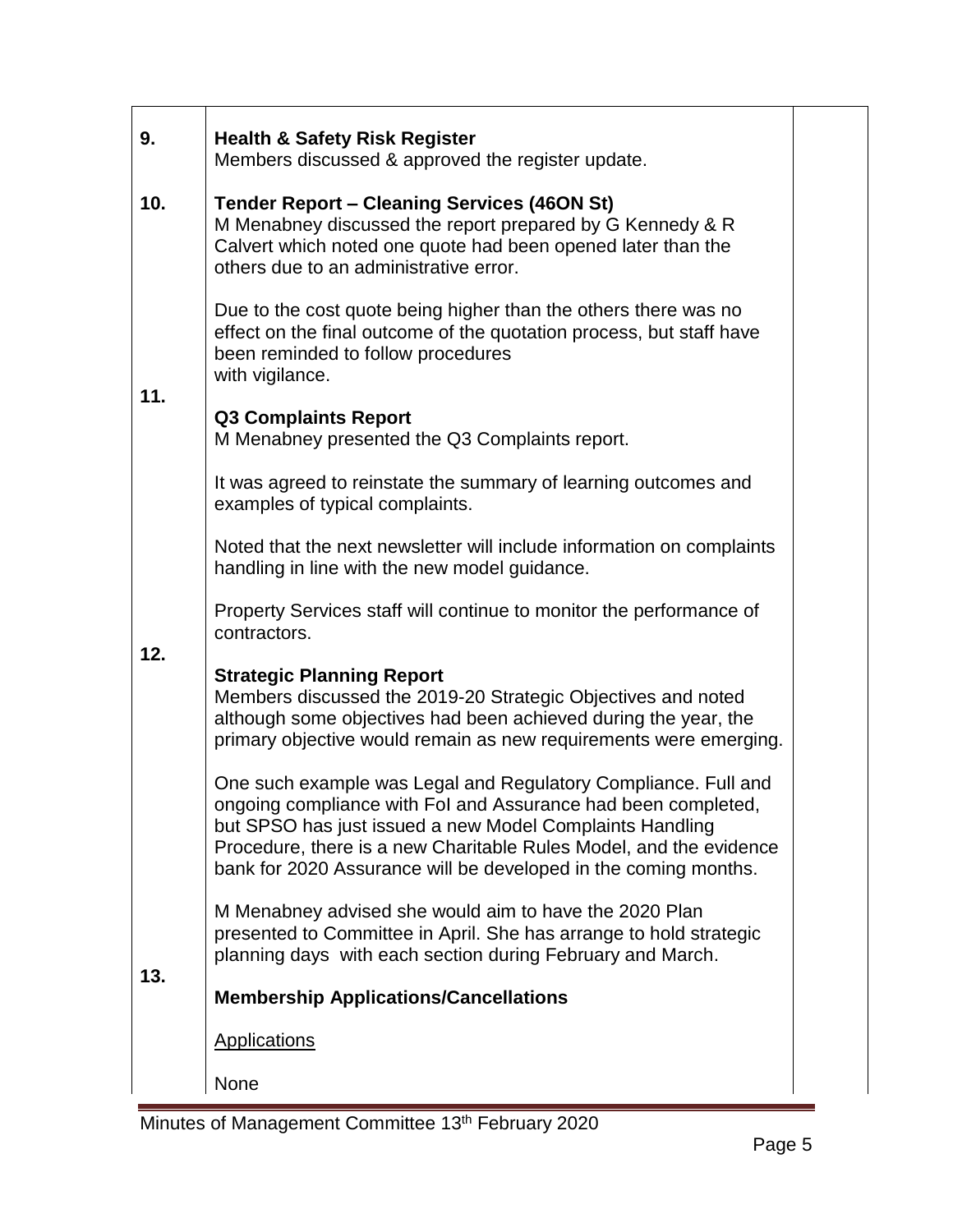| | | |
|---|---|---|
| 9. | **Health & Safety Risk Register**<br>Members discussed & approved the register update. | |
| 10. | **Tender Report – Cleaning Services (46ON St)**<br>M Menabney discussed the report prepared by G Kennedy & R Calvert which noted one quote had been opened later than the others due to an administrative error.<br><br>Due to the cost quote being higher than the others there was no effect on the final outcome of the quotation process, but staff have been reminded to follow procedures with vigilance. | |
| 11. | **Q3 Complaints Report**<br>M Menabney presented the Q3 Complaints report.<br><br>It was agreed to reinstate the summary of learning outcomes and examples of typical complaints.<br><br>Noted that the next newsletter will include information on complaints handling in line with the new model guidance.<br><br>Property Services staff will continue to monitor the performance of contractors. | |
| 12. | **Strategic Planning Report**<br>Members discussed the 2019-20 Strategic Objectives and noted although some objectives had been achieved during the year, the primary objective would remain as new requirements were emerging.<br><br>One such example was Legal and Regulatory Compliance. Full and ongoing compliance with FoI and Assurance had been completed, but SPSO has just issued a new Model Complaints Handling Procedure, there is a new Charitable Rules Model, and the evidence bank for 2020 Assurance will be developed in the coming months.<br><br>M Menabney advised she would aim to have the 2020 Plan presented to Committee in April. She has arrange to hold strategic planning days with each section during February and March. | |
| 13. | **Membership Applications/Cancellations**<br><br><u>Applications</u><br><br>None | |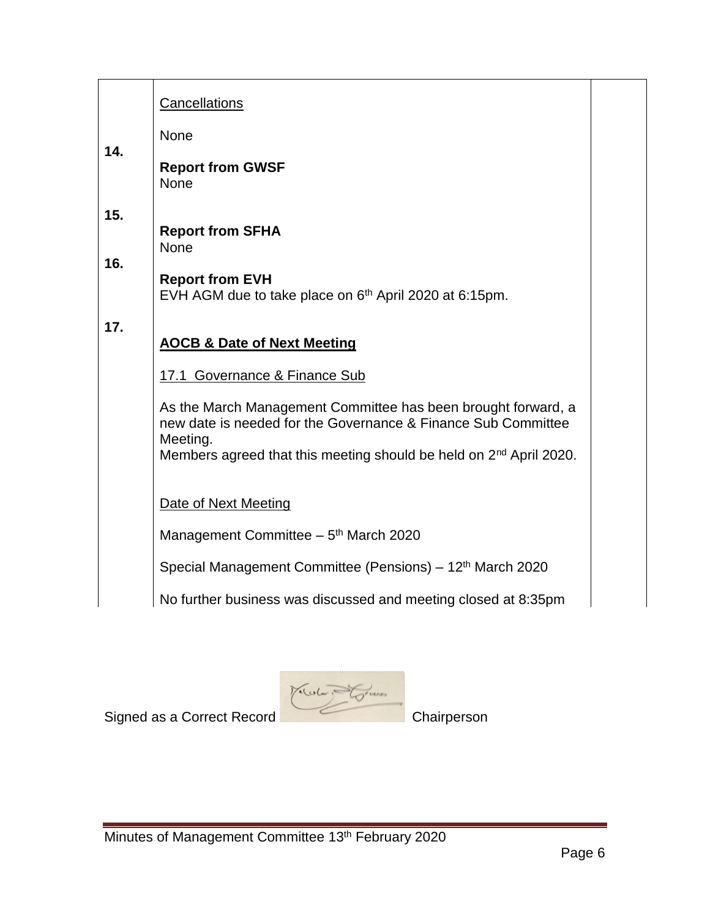| | | |
|---|---|---|
| | <u>Cancellations</u><br><br>None | |
| 14. | **Report from GWSF**<br>None | |
| 15. | **Report from SFHA**<br>None | |
| 16. | **Report from EVH**<br>EVH AGM due to take place on 6th April 2020 at 6:15pm. | |
| 17. | **<u>AOCB & Date of Next Meeting</u>**<br><br><u>17.1 Governance & Finance Sub</u><br><br>As the March Management Committee has been brought forward, a new date is needed for the Governance & Finance Sub Committee Meeting.<br>Members agreed that this meeting should be held on 2nd April 2020.<br><br><u>Date of Next Meeting</u><br><br>Management Committee – 5th March 2020<br><br>Special Management Committee (Pensions) – 12th March 2020<br><br>No further business was discussed and meeting closed at 8:35pm | |

Signed as a Correct Record Chairperson